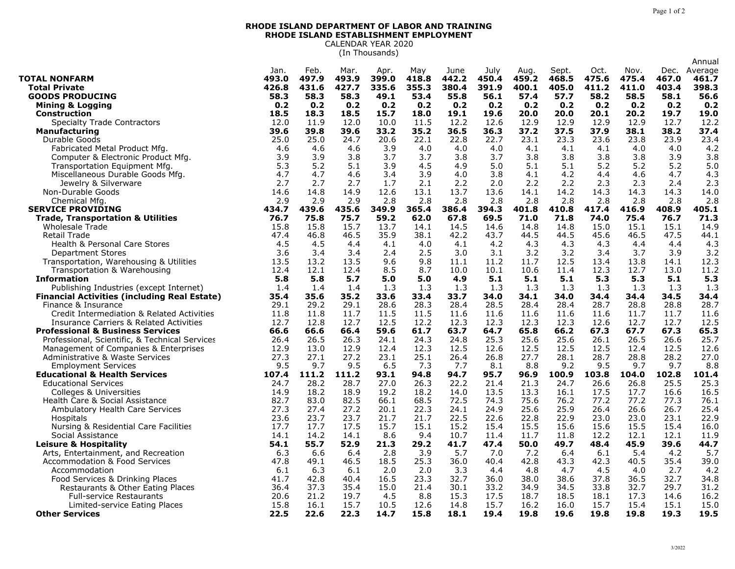**RHODE ISLAND DEPARTMENT OF LABOR AND TRAINING**
**RHODE ISLAND ESTABLISHMENT EMPLOYMENT**
CALENDAR YEAR 2020
(In Thousands)

| | Jan. | Feb. | Mar. | Apr. | May | June | July | Aug. | Sept. | Oct. | Nov. | Dec. | Annual Average |
|---|---|---|---|---|---|---|---|---|---|---|---|---|---|
| **TOTAL NONFARM** | **493.0** | **497.9** | **493.9** | **399.0** | **418.8** | **442.2** | **450.4** | **459.2** | **468.5** | **475.6** | **475.4** | **467.0** | **461.7** |
| **Total Private** | **426.8** | **431.6** | **427.7** | **335.6** | **355.3** | **380.4** | **391.9** | **400.1** | **405.0** | **411.2** | **411.0** | **403.4** | **398.3** |
| **GOODS PRODUCING** | **58.3** | **58.3** | **58.3** | **49.1** | **53.4** | **55.8** | **56.1** | **57.4** | **57.7** | **58.2** | **58.5** | **58.1** | **56.6** |
| **Mining & Logging** | **0.2** | **0.2** | **0.2** | **0.2** | **0.2** | **0.2** | **0.2** | **0.2** | **0.2** | **0.2** | **0.2** | **0.2** | **0.2** |
| **Construction** | **18.5** | **18.3** | **18.5** | **15.7** | **18.0** | **19.1** | **19.6** | **20.0** | **20.0** | **20.1** | **20.2** | **19.7** | **19.0** |
| Specialty Trade Contractors | 12.0 | 11.9 | 12.0 | 10.0 | 11.5 | 12.2 | 12.6 | 12.9 | 12.9 | 12.9 | 12.9 | 12.7 | 12.2 |
| **Manufacturing** | **39.6** | **39.8** | **39.6** | **33.2** | **35.2** | **36.5** | **36.3** | **37.2** | **37.5** | **37.9** | **38.1** | **38.2** | **37.4** |
| Durable Goods | 25.0 | 25.0 | 24.7 | 20.6 | 22.1 | 22.8 | 22.7 | 23.1 | 23.3 | 23.6 | 23.8 | 23.9 | 23.4 |
| Fabricated Metal Product Mfg. | 4.6 | 4.6 | 4.6 | 3.9 | 4.0 | 4.0 | 4.0 | 4.1 | 4.1 | 4.1 | 4.0 | 4.0 | 4.2 |
| Computer & Electronic Product Mfg. | 3.9 | 3.9 | 3.8 | 3.7 | 3.7 | 3.8 | 3.7 | 3.8 | 3.8 | 3.8 | 3.8 | 3.9 | 3.8 |
| Transportation Equipment Mfg. | 5.3 | 5.2 | 5.1 | 3.9 | 4.5 | 4.9 | 5.0 | 5.1 | 5.1 | 5.2 | 5.2 | 5.2 | 5.0 |
| Miscellaneous Durable Goods Mfg. | 4.7 | 4.7 | 4.6 | 3.4 | 3.9 | 4.0 | 3.8 | 4.1 | 4.2 | 4.4 | 4.6 | 4.7 | 4.3 |
| Jewelry & Silverware | 2.7 | 2.7 | 2.7 | 1.7 | 2.1 | 2.2 | 2.0 | 2.2 | 2.2 | 2.3 | 2.3 | 2.4 | 2.3 |
| Non-Durable Goods | 14.6 | 14.8 | 14.9 | 12.6 | 13.1 | 13.7 | 13.6 | 14.1 | 14.2 | 14.3 | 14.3 | 14.3 | 14.0 |
| Chemical Mfg. | 2.9 | 2.9 | 2.9 | 2.8 | 2.8 | 2.8 | 2.8 | 2.8 | 2.8 | 2.8 | 2.8 | 2.8 | 2.8 |
| **SERVICE PROVIDING** | **434.7** | **439.6** | **435.6** | **349.9** | **365.4** | **386.4** | **394.3** | **401.8** | **410.8** | **417.4** | **416.9** | **408.9** | **405.1** |
| **Trade, Transportation & Utilities** | **76.7** | **75.8** | **75.7** | **59.2** | **62.0** | **67.8** | **69.5** | **71.0** | **71.8** | **74.0** | **75.4** | **76.7** | **71.3** |
| Wholesale Trade | 15.8 | 15.8 | 15.7 | 13.7 | 14.1 | 14.5 | 14.6 | 14.8 | 14.8 | 15.0 | 15.1 | 15.1 | 14.9 |
| Retail Trade | 47.4 | 46.8 | 46.5 | 35.9 | 38.1 | 42.2 | 43.7 | 44.5 | 44.5 | 45.6 | 46.5 | 47.5 | 44.1 |
| Health & Personal Care Stores | 4.5 | 4.5 | 4.4 | 4.1 | 4.0 | 4.1 | 4.2 | 4.3 | 4.3 | 4.3 | 4.4 | 4.4 | 4.3 |
| Department Stores | 3.6 | 3.4 | 3.4 | 2.4 | 2.5 | 3.0 | 3.1 | 3.2 | 3.2 | 3.4 | 3.7 | 3.9 | 3.2 |
| Transportation, Warehousing & Utilities | 13.5 | 13.2 | 13.5 | 9.6 | 9.8 | 11.1 | 11.2 | 11.7 | 12.5 | 13.4 | 13.8 | 14.1 | 12.3 |
| Transportation & Warehousing | 12.4 | 12.1 | 12.4 | 8.5 | 8.7 | 10.0 | 10.1 | 10.6 | 11.4 | 12.3 | 12.7 | 13.0 | 11.2 |
| **Information** | **5.8** | **5.8** | **5.7** | **5.0** | **5.0** | **4.9** | **5.1** | **5.1** | **5.1** | **5.3** | **5.3** | **5.1** | **5.3** |
| Publishing Industries (except Internet) | 1.4 | 1.4 | 1.4 | 1.3 | 1.3 | 1.3 | 1.3 | 1.3 | 1.3 | 1.3 | 1.3 | 1.3 | 1.3 |
| **Financial Activities (including Real Estate)** | **35.4** | **35.6** | **35.2** | **33.6** | **33.4** | **33.7** | **34.0** | **34.1** | **34.0** | **34.4** | **34.4** | **34.5** | **34.4** |
| Finance & Insurance | 29.1 | 29.2 | 29.1 | 28.6 | 28.3 | 28.4 | 28.5 | 28.4 | 28.4 | 28.7 | 28.8 | 28.8 | 28.7 |
| Credit Intermediation & Related Activities | 11.8 | 11.8 | 11.7 | 11.5 | 11.5 | 11.6 | 11.6 | 11.6 | 11.6 | 11.6 | 11.7 | 11.7 | 11.6 |
| Insurance Carriers & Related Activities | 12.7 | 12.8 | 12.7 | 12.5 | 12.2 | 12.3 | 12.3 | 12.3 | 12.3 | 12.6 | 12.7 | 12.7 | 12.5 |
| **Professional & Business Services** | **66.6** | **66.6** | **66.4** | **59.6** | **61.7** | **63.7** | **64.7** | **65.8** | **66.2** | **67.3** | **67.7** | **67.3** | **65.3** |
| Professional, Scientific, & Technical Services | 26.4 | 26.5 | 26.3 | 24.1 | 24.3 | 24.8 | 25.3 | 25.6 | 25.6 | 26.1 | 26.5 | 26.6 | 25.7 |
| Management of Companies & Enterprises | 12.9 | 13.0 | 12.9 | 12.4 | 12.3 | 12.5 | 12.6 | 12.5 | 12.5 | 12.5 | 12.4 | 12.5 | 12.6 |
| Administrative & Waste Services | 27.3 | 27.1 | 27.2 | 23.1 | 25.1 | 26.4 | 26.8 | 27.7 | 28.1 | 28.7 | 28.8 | 28.2 | 27.0 |
| Employment Services | 9.5 | 9.7 | 9.5 | 6.5 | 7.3 | 7.7 | 8.1 | 8.8 | 9.2 | 9.5 | 9.7 | 9.7 | 8.8 |
| **Educational & Health Services** | **107.4** | **111.2** | **111.2** | **93.1** | **94.8** | **94.7** | **95.7** | **96.9** | **100.9** | **103.8** | **104.0** | **102.8** | **101.4** |
| Educational Services | 24.7 | 28.2 | 28.7 | 27.0 | 26.3 | 22.2 | 21.4 | 21.3 | 24.7 | 26.6 | 26.8 | 25.5 | 25.3 |
| Colleges & Universities | 14.9 | 18.2 | 18.9 | 19.2 | 18.2 | 14.0 | 13.5 | 13.3 | 16.1 | 17.5 | 17.7 | 16.6 | 16.5 |
| Health Care & Social Assistance | 82.7 | 83.0 | 82.5 | 66.1 | 68.5 | 72.5 | 74.3 | 75.6 | 76.2 | 77.2 | 77.2 | 77.3 | 76.1 |
| Ambulatory Health Care Services | 27.3 | 27.4 | 27.2 | 20.1 | 22.3 | 24.1 | 24.9 | 25.6 | 25.9 | 26.4 | 26.6 | 26.7 | 25.4 |
| Hospitals | 23.6 | 23.7 | 23.7 | 21.7 | 21.7 | 22.5 | 22.6 | 22.8 | 22.9 | 23.0 | 23.0 | 23.1 | 22.9 |
| Nursing & Residential Care Facilities | 17.7 | 17.7 | 17.5 | 15.7 | 15.1 | 15.2 | 15.4 | 15.5 | 15.6 | 15.6 | 15.5 | 15.4 | 16.0 |
| Social Assistance | 14.1 | 14.2 | 14.1 | 8.6 | 9.4 | 10.7 | 11.4 | 11.7 | 11.8 | 12.2 | 12.1 | 12.1 | 11.9 |
| **Leisure & Hospitality** | **54.1** | **55.7** | **52.9** | **21.3** | **29.2** | **41.7** | **47.4** | **50.0** | **49.7** | **48.4** | **45.9** | **39.6** | **44.7** |
| Arts, Entertainment, and Recreation | 6.3 | 6.6 | 6.4 | 2.8 | 3.9 | 5.7 | 7.0 | 7.2 | 6.4 | 6.1 | 5.4 | 4.2 | 5.7 |
| Accommodation & Food Services | 47.8 | 49.1 | 46.5 | 18.5 | 25.3 | 36.0 | 40.4 | 42.8 | 43.3 | 42.3 | 40.5 | 35.4 | 39.0 |
| Accommodation | 6.1 | 6.3 | 6.1 | 2.0 | 2.0 | 3.3 | 4.4 | 4.8 | 4.7 | 4.5 | 4.0 | 2.7 | 4.2 |
| Food Services & Drinking Places | 41.7 | 42.8 | 40.4 | 16.5 | 23.3 | 32.7 | 36.0 | 38.0 | 38.6 | 37.8 | 36.5 | 32.7 | 34.8 |
| Restaurants & Other Eating Places | 36.4 | 37.3 | 35.4 | 15.0 | 21.4 | 30.1 | 33.2 | 34.9 | 34.5 | 33.8 | 32.7 | 29.7 | 31.2 |
| Full-service Restaurants | 20.6 | 21.2 | 19.7 | 4.5 | 8.8 | 15.3 | 17.5 | 18.7 | 18.5 | 18.1 | 17.3 | 14.6 | 16.2 |
| Limited-service Eating Places | 15.8 | 16.1 | 15.7 | 10.5 | 12.6 | 14.8 | 15.7 | 16.2 | 16.0 | 15.7 | 15.4 | 15.1 | 15.0 |
| **Other Services** | **22.5** | **22.6** | **22.3** | **14.7** | **15.8** | **18.1** | **19.4** | **19.8** | **19.6** | **19.8** | **19.8** | **19.3** | **19.5** |

3/2022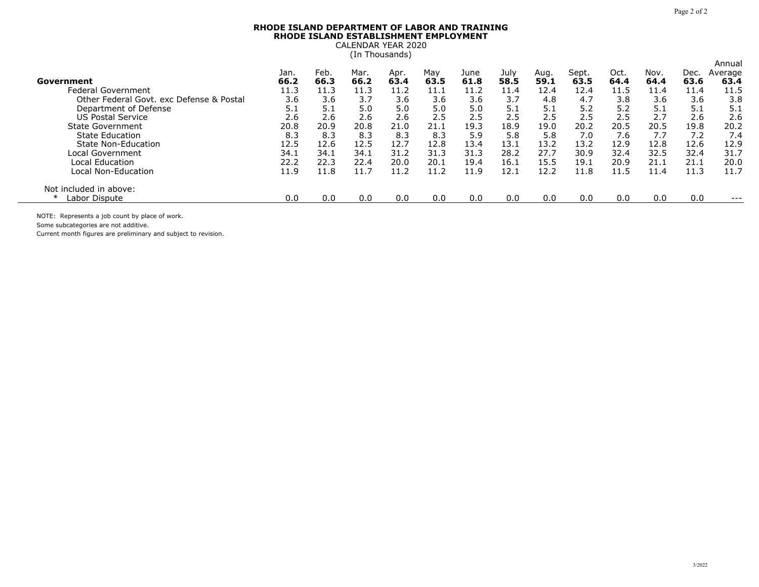**RHODE ISLAND DEPARTMENT OF LABOR AND TRAINING**
**RHODE ISLAND ESTABLISHMENT EMPLOYMENT**
CALENDAR YEAR 2020
(In Thousands)

| | Jan. | Feb. | Mar. | Apr. | May | June | July | Aug. | Sept. | Oct. | Nov. | Dec. | Annual Average |
|---|---|---|---|---|---|---|---|---|---|---|---|---|---|
| **Government** | **66.2** | **66.3** | **66.2** | **63.4** | **63.5** | **61.8** | **58.5** | **59.1** | **63.5** | **64.4** | **64.4** | **63.6** | **63.4** |
| Federal Government | 11.3 | 11.3 | 11.3 | 11.2 | 11.1 | 11.2 | 11.4 | 12.4 | 12.4 | 11.5 | 11.4 | 11.4 | 11.5 |
| Other Federal Govt. exc Defense & Postal | 3.6 | 3.6 | 3.7 | 3.6 | 3.6 | 3.6 | 3.7 | 4.8 | 4.7 | 3.8 | 3.6 | 3.6 | 3.8 |
| Department of Defense | 5.1 | 5.1 | 5.0 | 5.0 | 5.0 | 5.0 | 5.1 | 5.1 | 5.2 | 5.2 | 5.1 | 5.1 | 5.1 |
| US Postal Service | 2.6 | 2.6 | 2.6 | 2.6 | 2.5 | 2.5 | 2.5 | 2.5 | 2.5 | 2.5 | 2.7 | 2.6 | 2.6 |
| State Government | 20.8 | 20.9 | 20.8 | 21.0 | 21.1 | 19.3 | 18.9 | 19.0 | 20.2 | 20.5 | 20.5 | 19.8 | 20.2 |
| State Education | 8.3 | 8.3 | 8.3 | 8.3 | 8.3 | 5.9 | 5.8 | 5.8 | 7.0 | 7.6 | 7.7 | 7.2 | 7.4 |
| State Non-Education | 12.5 | 12.6 | 12.5 | 12.7 | 12.8 | 13.4 | 13.1 | 13.2 | 13.2 | 12.9 | 12.8 | 12.6 | 12.9 |
| Local Government | 34.1 | 34.1 | 34.1 | 31.2 | 31.3 | 31.3 | 28.2 | 27.7 | 30.9 | 32.4 | 32.5 | 32.4 | 31.7 |
| Local Education | 22.2 | 22.3 | 22.4 | 20.0 | 20.1 | 19.4 | 16.1 | 15.5 | 19.1 | 20.9 | 21.1 | 21.1 | 20.0 |
| Local Non-Education | 11.9 | 11.8 | 11.7 | 11.2 | 11.2 | 11.9 | 12.1 | 12.2 | 11.8 | 11.5 | 11.4 | 11.3 | 11.7 |
| Not included in above: | | | | | | | | | | | | | |
| * Labor Dispute | 0.0 | 0.0 | 0.0 | 0.0 | 0.0 | 0.0 | 0.0 | 0.0 | 0.0 | 0.0 | 0.0 | 0.0 | --- |

NOTE: Represents a job count by place of work.

Some subcategories are not additive.

Current month figures are preliminary and subject to revision.

3/2022